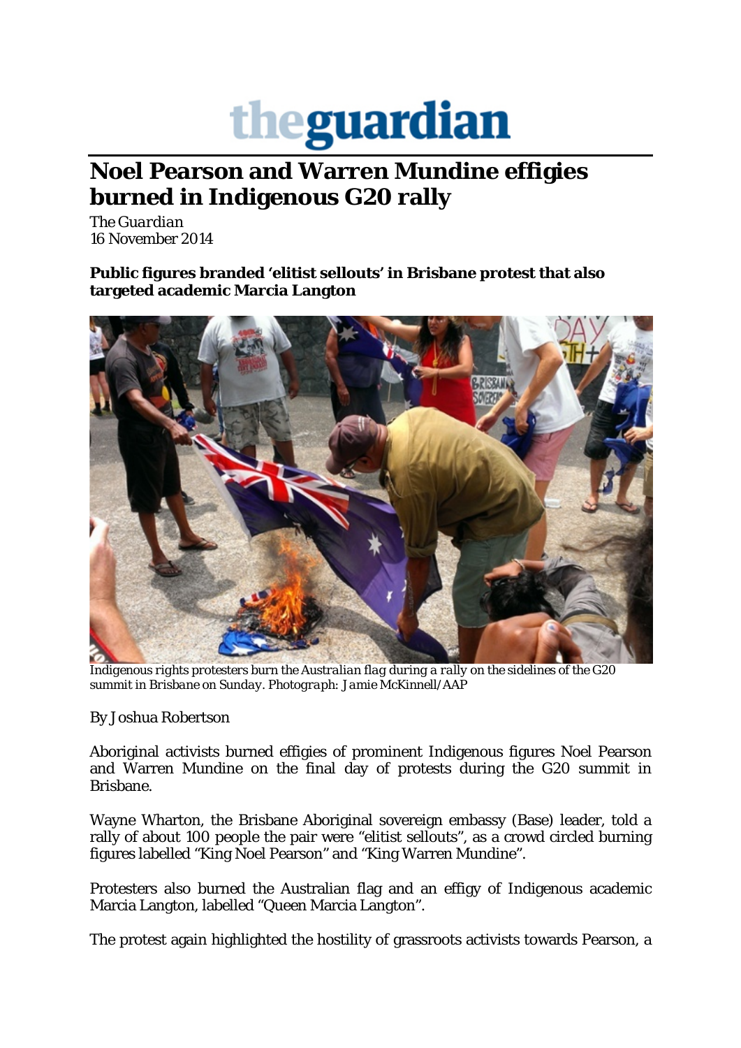**theguardian**

# Noel Pearson and Warren Mundine effigies burned in Indigenous G20 rally

*The Guardian*
16 November 2014

**Public figures branded 'elitist sellouts' in Brisbane protest that also targeted academic Marcia Langton**

*Indigenous rights protesters burn the Australian flag during a rally on the sidelines of the G20 summit in Brisbane on Sunday. Photograph: Jamie McKinnell/AAP*

By Joshua Robertson

Aboriginal activists burned effigies of prominent Indigenous figures Noel Pearson and Warren Mundine on the final day of protests during the G20 summit in Brisbane.

Wayne Wharton, the Brisbane Aboriginal sovereign embassy (Base) leader, told a rally of about 100 people the pair were "elitist sellouts", as a crowd circled burning figures labelled "King Noel Pearson" and "King Warren Mundine".

Protesters also burned the Australian flag and an effigy of Indigenous academic Marcia Langton, labelled "Queen Marcia Langton".

The protest again highlighted the hostility of grassroots activists towards Pearson, a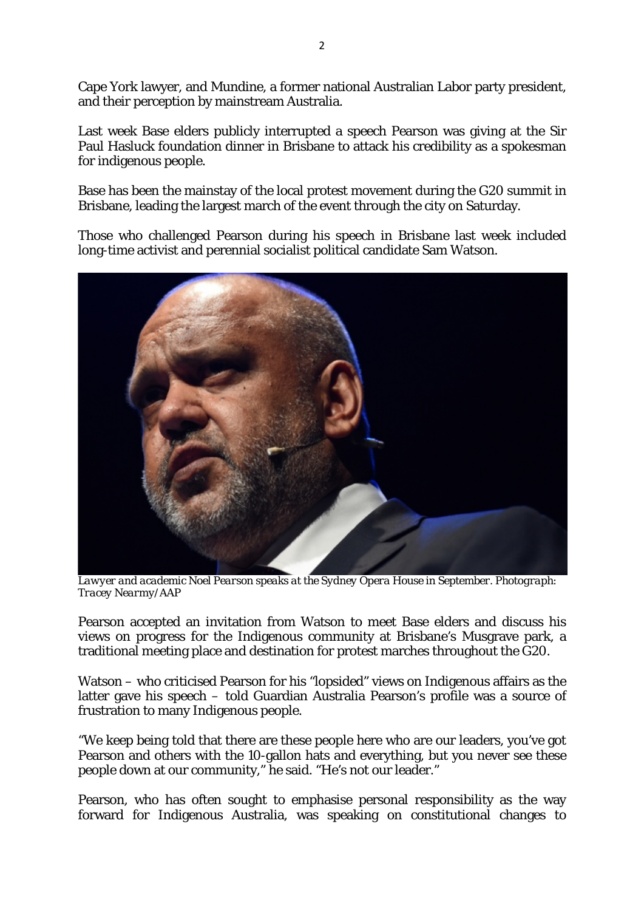Cape York lawyer, and Mundine, a former national Australian Labor party president, and their perception by mainstream Australia.

Last week Base elders publicly interrupted a speech Pearson was giving at the Sir Paul Hasluck foundation dinner in Brisbane to attack his credibility as a spokesman for indigenous people.

Base has been the mainstay of the local protest movement during the G20 summit in Brisbane, leading the largest march of the event through the city on Saturday.

Those who challenged Pearson during his speech in Brisbane last week included long-time activist and perennial socialist political candidate Sam Watson.

*Lawyer and academic Noel Pearson speaks at the Sydney Opera House in September. Photograph: Tracey Nearmy/AAP*

Pearson accepted an invitation from Watson to meet Base elders and discuss his views on progress for the Indigenous community at Brisbane's Musgrave park, a traditional meeting place and destination for protest marches throughout the G20.

Watson – who criticised Pearson for his "lopsided" views on Indigenous affairs as the latter gave his speech – told Guardian Australia Pearson's profile was a source of frustration to many Indigenous people.

"We keep being told that there are these people here who are our leaders, you've got Pearson and others with the 10-gallon hats and everything, but you never see these people down at our community," he said. "He's not our leader."

Pearson, who has often sought to emphasise personal responsibility as the way forward for Indigenous Australia, was speaking on constitutional changes to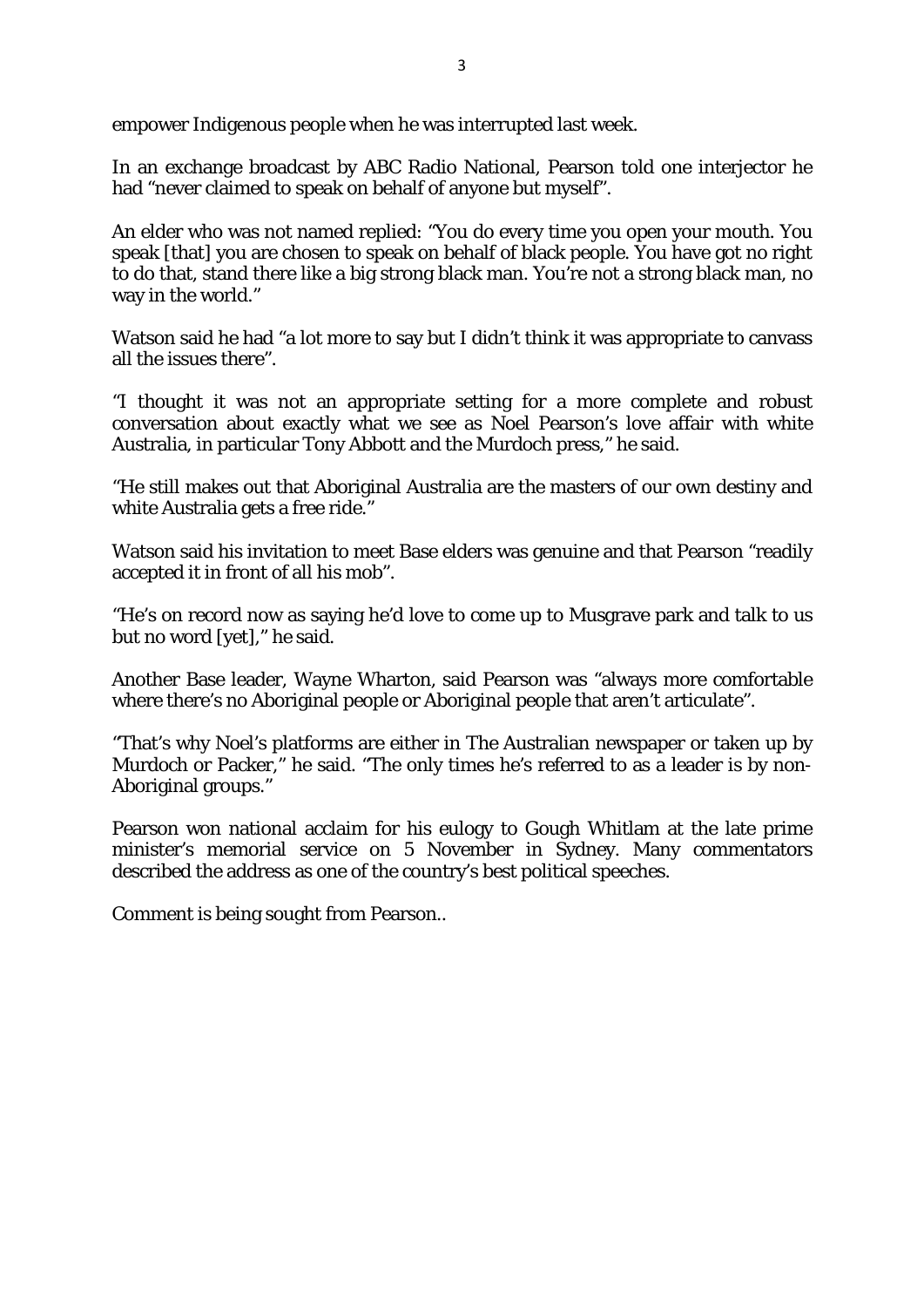empower Indigenous people when he was interrupted last week.

In an exchange broadcast by ABC Radio National, Pearson told one interjector he had "never claimed to speak on behalf of anyone but myself".

An elder who was not named replied: "You do every time you open your mouth. You speak [that] you are chosen to speak on behalf of black people. You have got no right to do that, stand there like a big strong black man. You're not a strong black man, no way in the world."

Watson said he had "a lot more to say but I didn't think it was appropriate to canvass all the issues there".

"I thought it was not an appropriate setting for a more complete and robust conversation about exactly what we see as Noel Pearson's love affair with white Australia, in particular Tony Abbott and the Murdoch press," he said.

"He still makes out that Aboriginal Australia are the masters of our own destiny and white Australia gets a free ride."

Watson said his invitation to meet Base elders was genuine and that Pearson "readily accepted it in front of all his mob".

"He's on record now as saying he'd love to come up to Musgrave park and talk to us but no word [yet]," he said.

Another Base leader, Wayne Wharton, said Pearson was "always more comfortable where there's no Aboriginal people or Aboriginal people that aren't articulate".

"That's why Noel's platforms are either in The Australian newspaper or taken up by Murdoch or Packer," he said. "The only times he's referred to as a leader is by non-Aboriginal groups."

Pearson won national acclaim for his eulogy to Gough Whitlam at the late prime minister's memorial service on 5 November in Sydney. Many commentators described the address as one of the country's best political speeches.

Comment is being sought from Pearson..